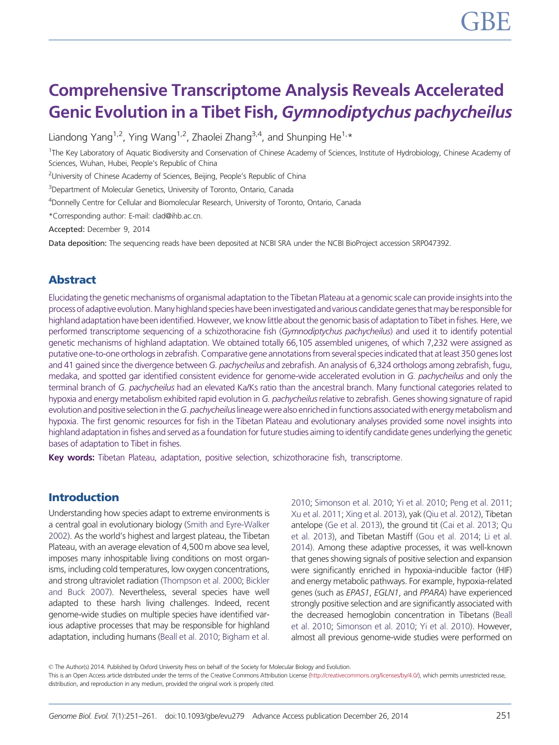# Comprehensive Transcriptome Analysis Reveals Accelerated Genic Evolution in a Tibet Fish, *Gymnodiptychus pachycheilus*

Liandong Yang[1,2], Ying Wang[1,2], Zhaolei Zhang[3,4], and Shunping He[1,*]

[1]The Key Laboratory of Aquatic Biodiversity and Conservation of Chinese Academy of Sciences, Institute of Hydrobiology, Chinese Academy of Sciences, Wuhan, Hubei, People's Republic of China

[2]University of Chinese Academy of Sciences, Beijing, People's Republic of China

[3]Department of Molecular Genetics, University of Toronto, Ontario, Canada

[4]Donnelly Centre for Cellular and Biomolecular Research, University of Toronto, Ontario, Canada

*Corresponding author: E-mail: clad@ihb.ac.cn.

**Accepted:** December 9, 2014

**Data deposition:** The sequencing reads have been deposited at NCBI SRA under the NCBI BioProject accession SRP047392.

## Abstract

Elucidating the genetic mechanisms of organismal adaptation to the Tibetan Plateau at a genomic scale can provide insights into the process of adaptive evolution. Many highland species have been investigated and various candidate genes that may be responsible for highland adaptation have been identified. However, we know little about the genomic basis of adaptation to Tibet in fishes. Here, we performed transcriptome sequencing of a schizothoracine fish (*Gymnodiptychus pachycheilus*) and used it to identify potential genetic mechanisms of highland adaptation. We obtained totally 66,105 assembled unigenes, of which 7,232 were assigned as putative one-to-one orthologs in zebrafish. Comparative gene annotations from several species indicated that at least 350 genes lost and 41 gained since the divergence between *G. pachycheilus* and zebrafish. An analysis of 6,324 orthologs among zebrafish, fugu, medaka, and spotted gar identified consistent evidence for genome-wide accelerated evolution in *G. pachycheilus* and only the terminal branch of *G. pachycheilus* had an elevated Ka/Ks ratio than the ancestral branch. Many functional categories related to hypoxia and energy metabolism exhibited rapid evolution in *G. pachycheilus* relative to zebrafish. Genes showing signature of rapid evolution and positive selection in the *G. pachycheilus* lineage were also enriched in functions associated with energy metabolism and hypoxia. The first genomic resources for fish in the Tibetan Plateau and evolutionary analyses provided some novel insights into highland adaptation in fishes and served as a foundation for future studies aiming to identify candidate genes underlying the genetic bases of adaptation to Tibet in fishes.

**Key words:** Tibetan Plateau, adaptation, positive selection, schizothoracine fish, transcriptome.

## Introduction

Understanding how species adapt to extreme environments is a central goal in evolutionary biology (Smith and Eyre-Walker 2002). As the world's highest and largest plateau, the Tibetan Plateau, with an average elevation of 4,500 m above sea level, imposes many inhospitable living conditions on most organisms, including cold temperatures, low oxygen concentrations, and strong ultraviolet radiation (Thompson et al. 2000; Bickler and Buck 2007). Nevertheless, several species have well adapted to these harsh living challenges. Indeed, recent genome-wide studies on multiple species have identified various adaptive processes that may be responsible for highland adaptation, including humans (Beall et al. 2010; Bigham et al. 2010; Simonson et al. 2010; Yi et al. 2010; Peng et al. 2011; Xu et al. 2011; Xing et al. 2013), yak (Qiu et al. 2012), Tibetan antelope (Ge et al. 2013), the ground tit (Cai et al. 2013; Qu et al. 2013), and Tibetan Mastiff (Gou et al. 2014; Li et al. 2014). Among these adaptive processes, it was well-known that genes showing signals of positive selection and expansion were significantly enriched in hypoxia-inducible factor (HIF) and energy metabolic pathways. For example, hypoxia-related genes (such as *EPAS1*, *EGLN1*, and *PPARA*) have experienced strongly positive selection and are significantly associated with the decreased hemoglobin concentration in Tibetans (Beall et al. 2010; Simonson et al. 2010; Yi et al. 2010). However, almost all previous genome-wide studies were performed on

© The Author(s) 2014. Published by Oxford University Press on behalf of the Society for Molecular Biology and Evolution.
This is an Open Access article distributed under the terms of the Creative Commons Attribution License (http://creativecommons.org/licenses/by/4.0/), which permits unrestricted reuse, distribution, and reproduction in any medium, provided the original work is properly cited.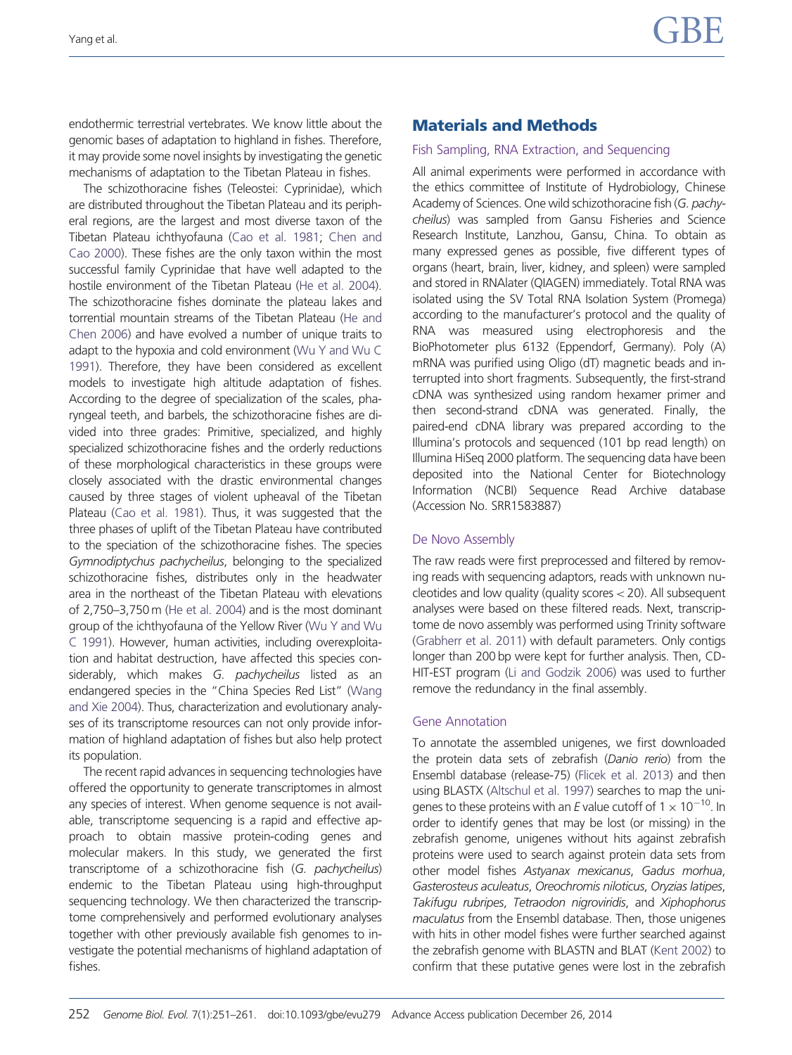endothermic terrestrial vertebrates. We know little about the genomic bases of adaptation to highland in fishes. Therefore, it may provide some novel insights by investigating the genetic mechanisms of adaptation to the Tibetan Plateau in fishes.

The schizothoracine fishes (Teleostei: Cyprinidae), which are distributed throughout the Tibetan Plateau and its peripheral regions, are the largest and most diverse taxon of the Tibetan Plateau ichthyofauna (Cao et al. 1981; Chen and Cao 2000). These fishes are the only taxon within the most successful family Cyprinidae that have well adapted to the hostile environment of the Tibetan Plateau (He et al. 2004). The schizothoracine fishes dominate the plateau lakes and torrential mountain streams of the Tibetan Plateau (He and Chen 2006) and have evolved a number of unique traits to adapt to the hypoxia and cold environment (Wu Y and Wu C 1991). Therefore, they have been considered as excellent models to investigate high altitude adaptation of fishes. According to the degree of specialization of the scales, pharyngeal teeth, and barbels, the schizothoracine fishes are divided into three grades: Primitive, specialized, and highly specialized schizothoracine fishes and the orderly reductions of these morphological characteristics in these groups were closely associated with the drastic environmental changes caused by three stages of violent upheaval of the Tibetan Plateau (Cao et al. 1981). Thus, it was suggested that the three phases of uplift of the Tibetan Plateau have contributed to the speciation of the schizothoracine fishes. The species *Gymnodiptychus pachycheilus*, belonging to the specialized schizothoracine fishes, distributes only in the headwater area in the northeast of the Tibetan Plateau with elevations of 2,750–3,750 m (He et al. 2004) and is the most dominant group of the ichthyofauna of the Yellow River (Wu Y and Wu C 1991). However, human activities, including overexploitation and habitat destruction, have affected this species considerably, which makes *G. pachycheilus* listed as an endangered species in the "China Species Red List" (Wang and Xie 2004). Thus, characterization and evolutionary analyses of its transcriptome resources can not only provide information of highland adaptation of fishes but also help protect its population.

The recent rapid advances in sequencing technologies have offered the opportunity to generate transcriptomes in almost any species of interest. When genome sequence is not available, transcriptome sequencing is a rapid and effective approach to obtain massive protein-coding genes and molecular makers. In this study, we generated the first transcriptome of a schizothoracine fish (*G. pachycheilus*) endemic to the Tibetan Plateau using high-throughput sequencing technology. We then characterized the transcriptome comprehensively and performed evolutionary analyses together with other previously available fish genomes to investigate the potential mechanisms of highland adaptation of fishes.

## Materials and Methods

### Fish Sampling, RNA Extraction, and Sequencing

All animal experiments were performed in accordance with the ethics committee of Institute of Hydrobiology, Chinese Academy of Sciences. One wild schizothoracine fish (*G. pachycheilus*) was sampled from Gansu Fisheries and Science Research Institute, Lanzhou, Gansu, China. To obtain as many expressed genes as possible, five different types of organs (heart, brain, liver, kidney, and spleen) were sampled and stored in RNAlater (QIAGEN) immediately. Total RNA was isolated using the SV Total RNA Isolation System (Promega) according to the manufacturer's protocol and the quality of RNA was measured using electrophoresis and the BioPhotometer plus 6132 (Eppendorf, Germany). Poly (A) mRNA was purified using Oligo (dT) magnetic beads and interrupted into short fragments. Subsequently, the first-strand cDNA was synthesized using random hexamer primer and then second-strand cDNA was generated. Finally, the paired-end cDNA library was prepared according to the Illumina's protocols and sequenced (101 bp read length) on Illumina HiSeq 2000 platform. The sequencing data have been deposited into the National Center for Biotechnology Information (NCBI) Sequence Read Archive database (Accession No. SRR1583887)

### De Novo Assembly

The raw reads were first preprocessed and filtered by removing reads with sequencing adaptors, reads with unknown nucleotides and low quality (quality scores < 20). All subsequent analyses were based on these filtered reads. Next, transcriptome de novo assembly was performed using Trinity software (Grabherr et al. 2011) with default parameters. Only contigs longer than 200 bp were kept for further analysis. Then, CD-HIT-EST program (Li and Godzik 2006) was used to further remove the redundancy in the final assembly.

### Gene Annotation

To annotate the assembled unigenes, we first downloaded the protein data sets of zebrafish (*Danio rerio*) from the Ensembl database (release-75) (Flicek et al. 2013) and then using BLASTX (Altschul et al. 1997) searches to map the unigenes to these proteins with an *E* value cutoff of $1 \times 10^{-10}$. In order to identify genes that may be lost (or missing) in the zebrafish genome, unigenes without hits against zebrafish proteins were used to search against protein data sets from other model fishes *Astyanax mexicanus*, *Gadus morhua*, *Gasterosteus aculeatus*, *Oreochromis niloticus*, *Oryzias latipes*, *Takifugu rubripes*, *Tetraodon nigroviridis*, and *Xiphophorus maculatus* from the Ensembl database. Then, those unigenes with hits in other model fishes were further searched against the zebrafish genome with BLASTN and BLAT (Kent 2002) to confirm that these putative genes were lost in the zebrafish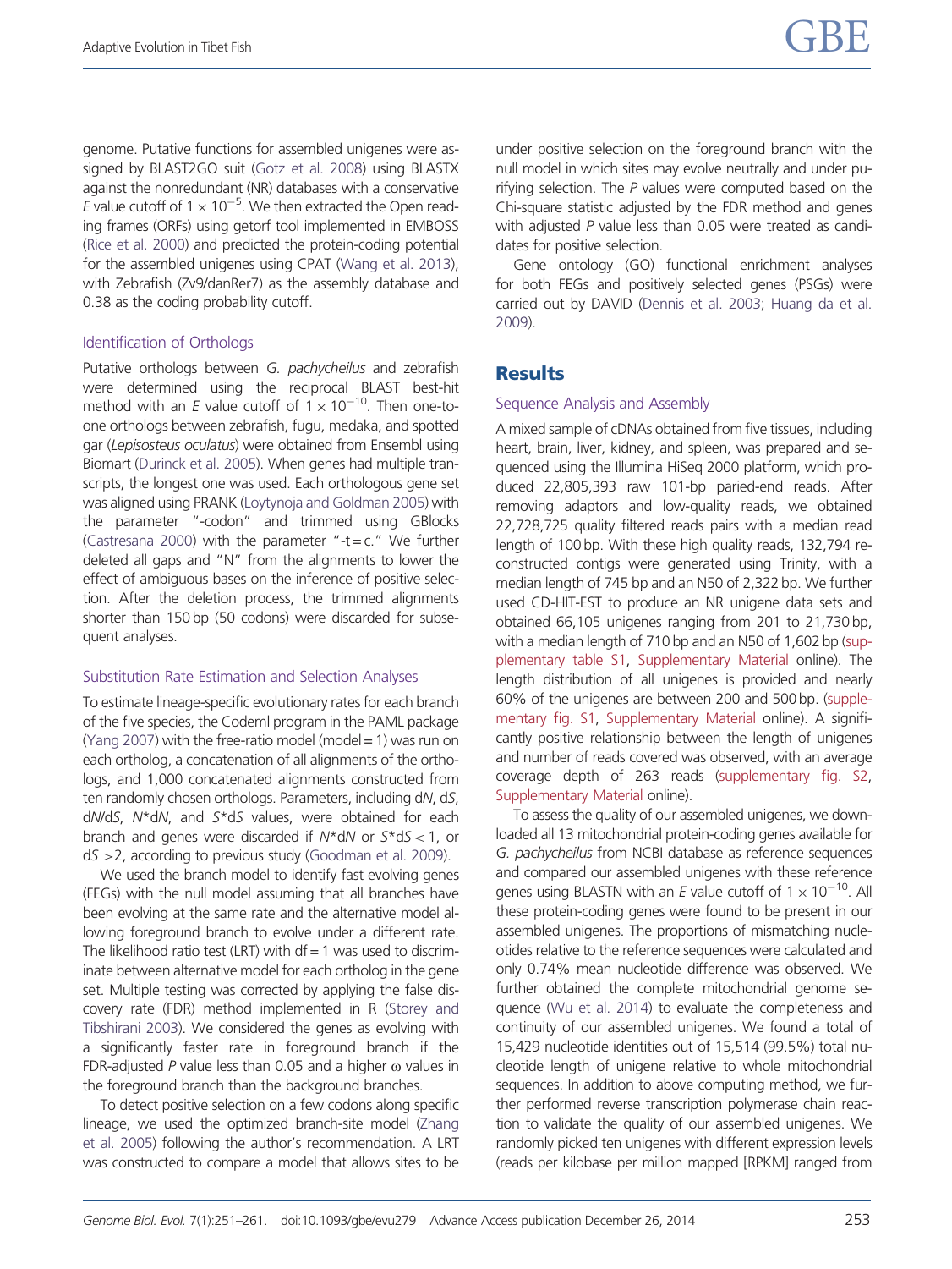genome. Putative functions for assembled unigenes were assigned by BLAST2GO suit (Gotz et al. 2008) using BLASTX against the nonredundant (NR) databases with a conservative *E* value cutoff of $1 \times 10^{-5}$. We then extracted the Open reading frames (ORFs) using getorf tool implemented in EMBOSS (Rice et al. 2000) and predicted the protein-coding potential for the assembled unigenes using CPAT (Wang et al. 2013), with Zebrafish (Zv9/danRer7) as the assembly database and 0.38 as the coding probability cutoff.

### Identification of Orthologs

Putative orthologs between *G. pachycheilus* and zebrafish were determined using the reciprocal BLAST best-hit method with an *E* value cutoff of $1 \times 10^{-10}$. Then one-to-one orthologs between zebrafish, fugu, medaka, and spotted gar (*Lepisosteus oculatus*) were obtained from Ensembl using Biomart (Durinck et al. 2005). When genes had multiple transcripts, the longest one was used. Each orthologous gene set was aligned using PRANK (Loytynoja and Goldman 2005) with the parameter "-codon" and trimmed using GBlocks (Castresana 2000) with the parameter "-t = c." We further deleted all gaps and "N" from the alignments to lower the effect of ambiguous bases on the inference of positive selection. After the deletion process, the trimmed alignments shorter than 150 bp (50 codons) were discarded for subsequent analyses.

### Substitution Rate Estimation and Selection Analyses

To estimate lineage-specific evolutionary rates for each branch of the five species, the Codeml program in the PAML package (Yang 2007) with the free-ratio model (model = 1) was run on each ortholog, a concatenation of all alignments of the orthologs, and 1,000 concatenated alignments constructed from ten randomly chosen orthologs. Parameters, including d*N*, d*S*, d*N*/d*S*, *N*\*d*N*, and *S*\*d*S* values, were obtained for each branch and genes were discarded if *N*\*d*N* or *S*\*d*S* < 1, or d*S* >2, according to previous study (Goodman et al. 2009).

We used the branch model to identify fast evolving genes (FEGs) with the null model assuming that all branches have been evolving at the same rate and the alternative model allowing foreground branch to evolve under a different rate. The likelihood ratio test (LRT) with df = 1 was used to discriminate between alternative model for each ortholog in the gene set. Multiple testing was corrected by applying the false discovery rate (FDR) method implemented in R (Storey and Tibshirani 2003). We considered the genes as evolving with a significantly faster rate in foreground branch if the FDR-adjusted *P* value less than 0.05 and a higher $\omega$ values in the foreground branch than the background branches.

To detect positive selection on a few codons along specific lineage, we used the optimized branch-site model (Zhang et al. 2005) following the author's recommendation. A LRT was constructed to compare a model that allows sites to be under positive selection on the foreground branch with the null model in which sites may evolve neutrally and under purifying selection. The *P* values were computed based on the Chi-square statistic adjusted by the FDR method and genes with adjusted *P* value less than 0.05 were treated as candidates for positive selection.

Gene ontology (GO) functional enrichment analyses for both FEGs and positively selected genes (PSGs) were carried out by DAVID (Dennis et al. 2003; Huang da et al. 2009).

## Results

### Sequence Analysis and Assembly

A mixed sample of cDNAs obtained from five tissues, including heart, brain, liver, kidney, and spleen, was prepared and sequenced using the Illumina HiSeq 2000 platform, which produced 22,805,393 raw 101-bp paried-end reads. After removing adaptors and low-quality reads, we obtained 22,728,725 quality filtered reads pairs with a median read length of 100 bp. With these high quality reads, 132,794 reconstructed contigs were generated using Trinity, with a median length of 745 bp and an N50 of 2,322 bp. We further used CD-HIT-EST to produce an NR unigene data sets and obtained 66,105 unigenes ranging from 201 to 21,730 bp, with a median length of 710 bp and an N50 of 1,602 bp (supplementary table S1, Supplementary Material online). The length distribution of all unigenes is provided and nearly 60% of the unigenes are between 200 and 500 bp. (supplementary fig. S1, Supplementary Material online). A significantly positive relationship between the length of unigenes and number of reads covered was observed, with an average coverage depth of 263 reads (supplementary fig. S2, Supplementary Material online).

To assess the quality of our assembled unigenes, we downloaded all 13 mitochondrial protein-coding genes available for *G. pachycheilus* from NCBI database as reference sequences and compared our assembled unigenes with these reference genes using BLASTN with an *E* value cutoff of $1 \times 10^{-10}$. All these protein-coding genes were found to be present in our assembled unigenes. The proportions of mismatching nucleotides relative to the reference sequences were calculated and only 0.74% mean nucleotide difference was observed. We further obtained the complete mitochondrial genome sequence (Wu et al. 2014) to evaluate the completeness and continuity of our assembled unigenes. We found a total of 15,429 nucleotide identities out of 15,514 (99.5%) total nucleotide length of unigene relative to whole mitochondrial sequences. In addition to above computing method, we further performed reverse transcription polymerase chain reaction to validate the quality of our assembled unigenes. We randomly picked ten unigenes with different expression levels (reads per kilobase per million mapped [RPKM] ranged from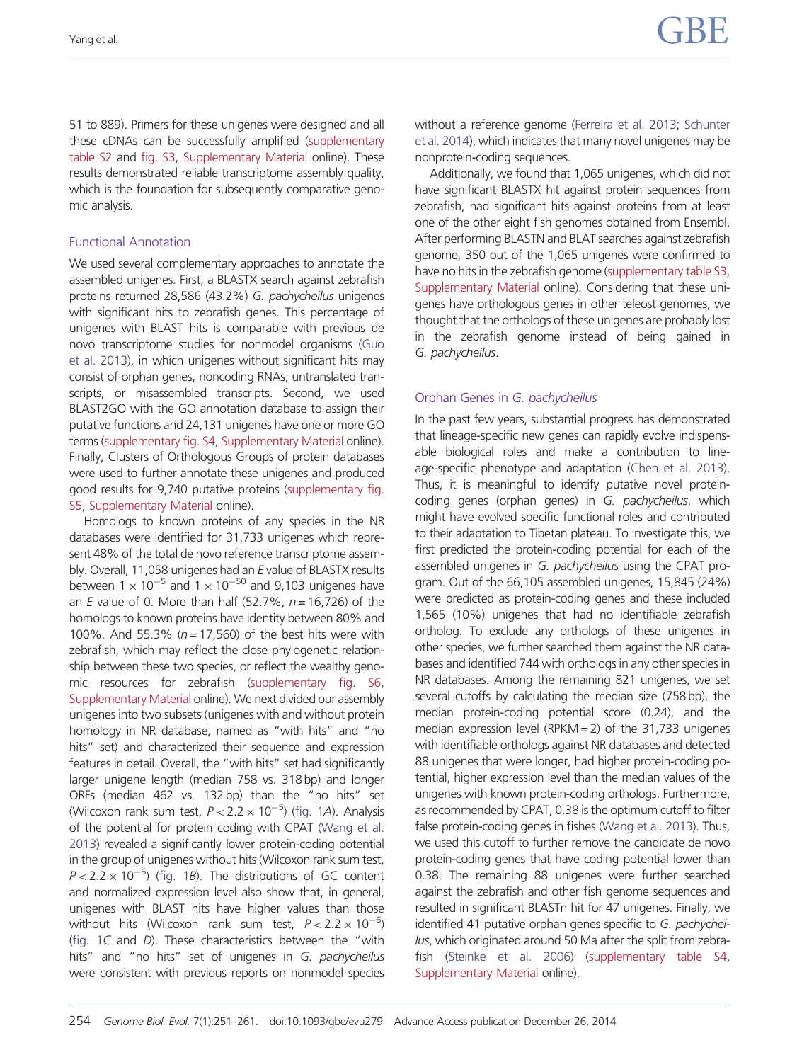51 to 889). Primers for these unigenes were designed and all these cDNAs can be successfully amplified (supplementary table S2 and fig. S3, Supplementary Material online). These results demonstrated reliable transcriptome assembly quality, which is the foundation for subsequently comparative genomic analysis.

## Functional Annotation

We used several complementary approaches to annotate the assembled unigenes. First, a BLASTX search against zebrafish proteins returned 28,586 (43.2%) *G. pachycheilus* unigenes with significant hits to zebrafish genes. This percentage of unigenes with BLAST hits is comparable with previous de novo transcriptome studies for nonmodel organisms (Guo et al. 2013), in which unigenes without significant hits may consist of orphan genes, noncoding RNAs, untranslated transcripts, or misassembled transcripts. Second, we used BLAST2GO with the GO annotation database to assign their putative functions and 24,131 unigenes have one or more GO terms (supplementary fig. S4, Supplementary Material online). Finally, Clusters of Orthologous Groups of protein databases were used to further annotate these unigenes and produced good results for 9,740 putative proteins (supplementary fig. S5, Supplementary Material online).

Homologs to known proteins of any species in the NR databases were identified for 31,733 unigenes which represent 48% of the total de novo reference transcriptome assembly. Overall, 11,058 unigenes had an *E* value of BLASTX results between $1 \times 10^{-5}$ and $1 \times 10^{-50}$ and 9,103 unigenes have an *E* value of 0. More than half (52.7%, $n = 16{,}726$) of the homologs to known proteins have identity between 80% and 100%. And 55.3% ($n = 17{,}560$) of the best hits were with zebrafish, which may reflect the close phylogenetic relationship between these two species, or reflect the wealthy genomic resources for zebrafish (supplementary fig. S6, Supplementary Material online). We next divided our assembly unigenes into two subsets (unigenes with and without protein homology in NR database, named as "with hits" and "no hits" set) and characterized their sequence and expression features in detail. Overall, the "with hits" set had significantly larger unigene length (median 758 vs. 318 bp) and longer ORFs (median 462 vs. 132 bp) than the "no hits" set (Wilcoxon rank sum test, $P < 2.2 \times 10^{-5}$) (fig. 1*A*). Analysis of the potential for protein coding with CPAT (Wang et al. 2013) revealed a significantly lower protein-coding potential in the group of unigenes without hits (Wilcoxon rank sum test, $P < 2.2 \times 10^{-6}$) (fig. 1*B*). The distributions of GC content and normalized expression level also show that, in general, unigenes with BLAST hits have higher values than those without hits (Wilcoxon rank sum test, $P < 2.2 \times 10^{-6}$) (fig. 1*C* and *D*). These characteristics between the "with hits" and "no hits" set of unigenes in *G. pachycheilus* were consistent with previous reports on nonmodel species without a reference genome (Ferreira et al. 2013; Schunter et al. 2014), which indicates that many novel unigenes may be nonprotein-coding sequences.

Additionally, we found that 1,065 unigenes, which did not have significant BLASTX hit against protein sequences from zebrafish, had significant hits against proteins from at least one of the other eight fish genomes obtained from Ensembl. After performing BLASTN and BLAT searches against zebrafish genome, 350 out of the 1,065 unigenes were confirmed to have no hits in the zebrafish genome (supplementary table S3, Supplementary Material online). Considering that these unigenes have orthologous genes in other teleost genomes, we thought that the orthologs of these unigenes are probably lost in the zebrafish genome instead of being gained in *G. pachycheilus*.

## Orphan Genes in *G. pachycheilus*

In the past few years, substantial progress has demonstrated that lineage-specific new genes can rapidly evolve indispensable biological roles and make a contribution to lineage-specific phenotype and adaptation (Chen et al. 2013). Thus, it is meaningful to identify putative novel protein-coding genes (orphan genes) in *G. pachycheilus*, which might have evolved specific functional roles and contributed to their adaptation to Tibetan plateau. To investigate this, we first predicted the protein-coding potential for each of the assembled unigenes in *G. pachycheilus* using the CPAT program. Out of the 66,105 assembled unigenes, 15,845 (24%) were predicted as protein-coding genes and these included 1,565 (10%) unigenes that had no identifiable zebrafish ortholog. To exclude any orthologs of these unigenes in other species, we further searched them against the NR databases and identified 744 with orthologs in any other species in NR databases. Among the remaining 821 unigenes, we set several cutoffs by calculating the median size (758 bp), the median protein-coding potential score (0.24), and the median expression level (RPKM = 2) of the 31,733 unigenes with identifiable orthologs against NR databases and detected 88 unigenes that were longer, had higher protein-coding potential, higher expression level than the median values of the unigenes with known protein-coding orthologs. Furthermore, as recommended by CPAT, 0.38 is the optimum cutoff to filter false protein-coding genes in fishes (Wang et al. 2013). Thus, we used this cutoff to further remove the candidate de novo protein-coding genes that have coding potential lower than 0.38. The remaining 88 unigenes were further searched against the zebrafish and other fish genome sequences and resulted in significant BLASTn hit for 47 unigenes. Finally, we identified 41 putative orphan genes specific to *G. pachycheilus*, which originated around 50 Ma after the split from zebrafish (Steinke et al. 2006) (supplementary table S4, Supplementary Material online).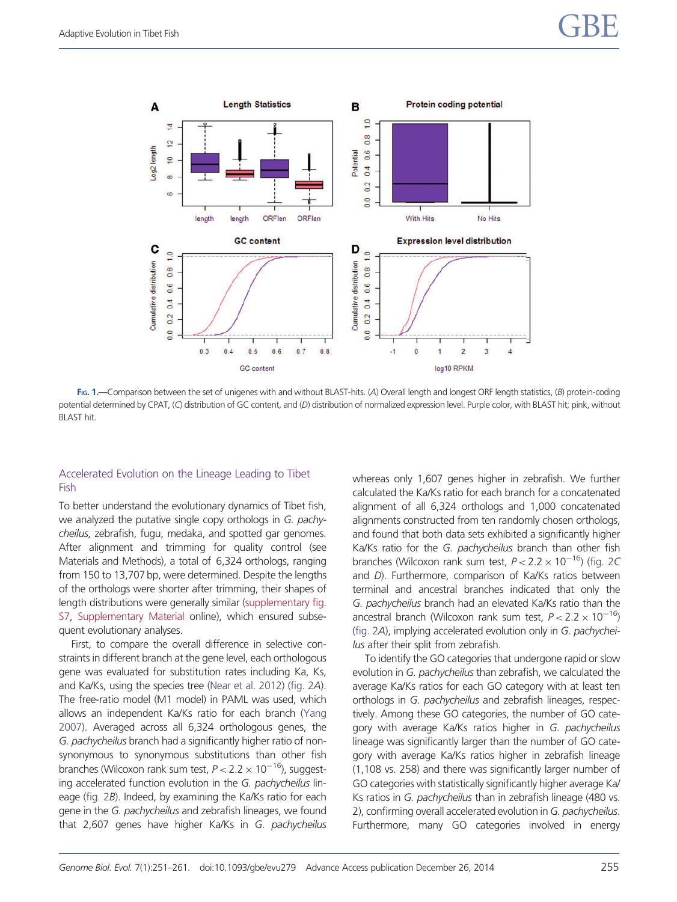Fig. 1.—Comparison between the set of unigenes with and without BLAST-hits. (*A*) Overall length and longest ORF length statistics, (*B*) protein-coding potential determined by CPAT, (*C*) distribution of GC content, and (*D*) distribution of normalized expression level. Purple color, with BLAST hit; pink, without BLAST hit.

## Accelerated Evolution on the Lineage Leading to Tibet Fish

To better understand the evolutionary dynamics of Tibet fish, we analyzed the putative single copy orthologs in *G. pachycheilus*, zebrafish, fugu, medaka, and spotted gar genomes. After alignment and trimming for quality control (see Materials and Methods), a total of 6,324 orthologs, ranging from 150 to 13,707 bp, were determined. Despite the lengths of the orthologs were shorter after trimming, their shapes of length distributions were generally similar (supplementary fig. S7, Supplementary Material online), which ensured subsequent evolutionary analyses.

First, to compare the overall difference in selective constraints in different branch at the gene level, each orthologous gene was evaluated for substitution rates including Ka, Ks, and Ka/Ks, using the species tree (Near et al. 2012) (fig. 2*A*). The free-ratio model (M1 model) in PAML was used, which allows an independent Ka/Ks ratio for each branch (Yang 2007). Averaged across all 6,324 orthologous genes, the *G. pachycheilus* branch had a significantly higher ratio of nonsynonymous to synonymous substitutions than other fish branches (Wilcoxon rank sum test, $P < 2.2 \times 10^{-16}$), suggesting accelerated function evolution in the *G. pachycheilus* lineage (fig. 2*B*). Indeed, by examining the Ka/Ks ratio for each gene in the *G. pachycheilus* and zebrafish lineages, we found that 2,607 genes have higher Ka/Ks in *G. pachycheilus* whereas only 1,607 genes higher in zebrafish. We further calculated the Ka/Ks ratio for each branch for a concatenated alignment of all 6,324 orthologs and 1,000 concatenated alignments constructed from ten randomly chosen orthologs, and found that both data sets exhibited a significantly higher Ka/Ks ratio for the *G. pachycheilus* branch than other fish branches (Wilcoxon rank sum test, $P < 2.2 \times 10^{-16}$) (fig. 2*C* and *D*). Furthermore, comparison of Ka/Ks ratios between terminal and ancestral branches indicated that only the *G. pachycheilus* branch had an elevated Ka/Ks ratio than the ancestral branch (Wilcoxon rank sum test, $P < 2.2 \times 10^{-16}$) (fig. 2*A*), implying accelerated evolution only in *G. pachycheilus* after their split from zebrafish.

To identify the GO categories that undergone rapid or slow evolution in *G. pachycheilus* than zebrafish, we calculated the average Ka/Ks ratios for each GO category with at least ten orthologs in *G. pachycheilus* and zebrafish lineages, respectively. Among these GO categories, the number of GO category with average Ka/Ks ratios higher in *G. pachycheilus* lineage was significantly larger than the number of GO category with average Ka/Ks ratios higher in zebrafish lineage (1,108 vs. 258) and there was significantly larger number of GO categories with statistically significantly higher average Ka/Ks ratios in *G. pachycheilus* than in zebrafish lineage (480 vs. 2), confirming overall accelerated evolution in *G. pachycheilus*. Furthermore, many GO categories involved in energy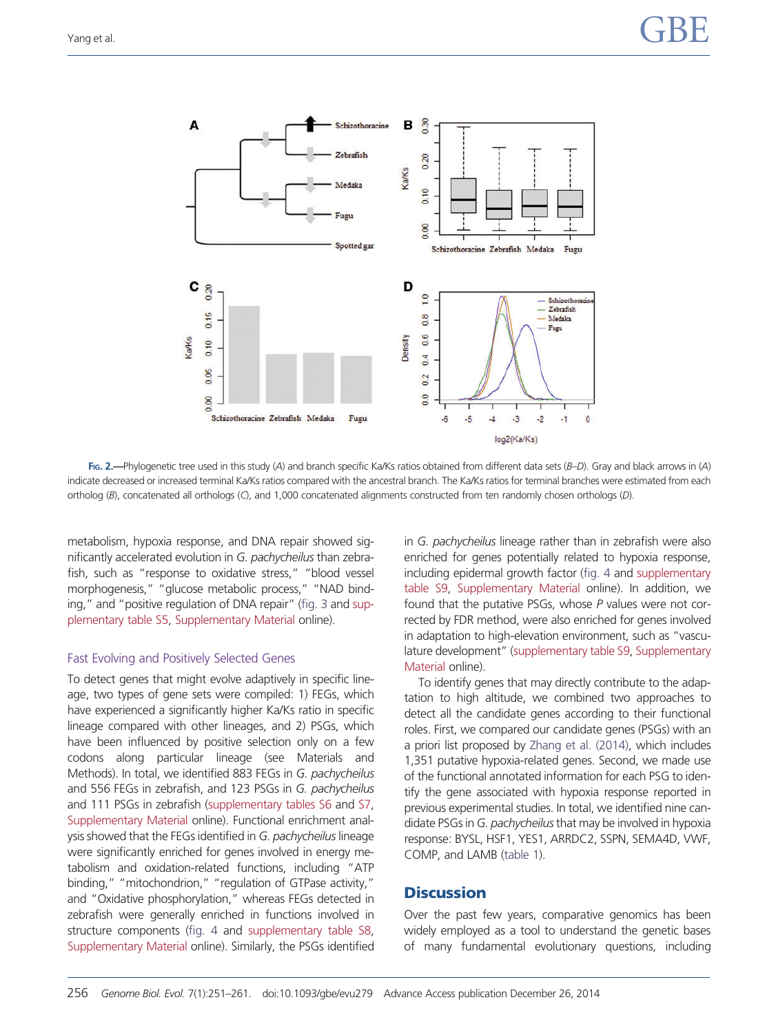FIG. 2.—Phylogenetic tree used in this study (*A*) and branch specific Ka/Ks ratios obtained from different data sets (*B–D*). Gray and black arrows in (*A*) indicate decreased or increased terminal Ka/Ks ratios compared with the ancestral branch. The Ka/Ks ratios for terminal branches were estimated from each ortholog (*B*), concatenated all orthologs (*C*), and 1,000 concatenated alignments constructed from ten randomly chosen orthologs (*D*).

metabolism, hypoxia response, and DNA repair showed significantly accelerated evolution in *G. pachycheilus* than zebrafish, such as "response to oxidative stress," "blood vessel morphogenesis," "glucose metabolic process," "NAD binding," and "positive regulation of DNA repair" (fig. 3 and supplementary table S5, Supplementary Material online).

### Fast Evolving and Positively Selected Genes

To detect genes that might evolve adaptively in specific lineage, two types of gene sets were compiled: 1) FEGs, which have experienced a significantly higher Ka/Ks ratio in specific lineage compared with other lineages, and 2) PSGs, which have been influenced by positive selection only on a few codons along particular lineage (see Materials and Methods). In total, we identified 883 FEGs in *G. pachycheilus* and 556 FEGs in zebrafish, and 123 PSGs in *G. pachycheilus* and 111 PSGs in zebrafish (supplementary tables S6 and S7, Supplementary Material online). Functional enrichment analysis showed that the FEGs identified in *G. pachycheilus* lineage were significantly enriched for genes involved in energy metabolism and oxidation-related functions, including "ATP binding," "mitochondrion," "regulation of GTPase activity," and "Oxidative phosphorylation," whereas FEGs detected in zebrafish were generally enriched in functions involved in structure components (fig. 4 and supplementary table S8, Supplementary Material online). Similarly, the PSGs identified in *G. pachycheilus* lineage rather than in zebrafish were also enriched for genes potentially related to hypoxia response, including epidermal growth factor (fig. 4 and supplementary table S9, Supplementary Material online). In addition, we found that the putative PSGs, whose *P* values were not corrected by FDR method, were also enriched for genes involved in adaptation to high-elevation environment, such as "vasculature development" (supplementary table S9, Supplementary Material online).

To identify genes that may directly contribute to the adaptation to high altitude, we combined two approaches to detect all the candidate genes according to their functional roles. First, we compared our candidate genes (PSGs) with an a priori list proposed by Zhang et al. (2014), which includes 1,351 putative hypoxia-related genes. Second, we made use of the functional annotated information for each PSG to identify the gene associated with hypoxia response reported in previous experimental studies. In total, we identified nine candidate PSGs in *G. pachycheilus* that may be involved in hypoxia response: BYSL, HSF1, YES1, ARRDC2, SSPN, SEMA4D, VWF, COMP, and LAMB (table 1).

## Discussion

Over the past few years, comparative genomics has been widely employed as a tool to understand the genetic bases of many fundamental evolutionary questions, including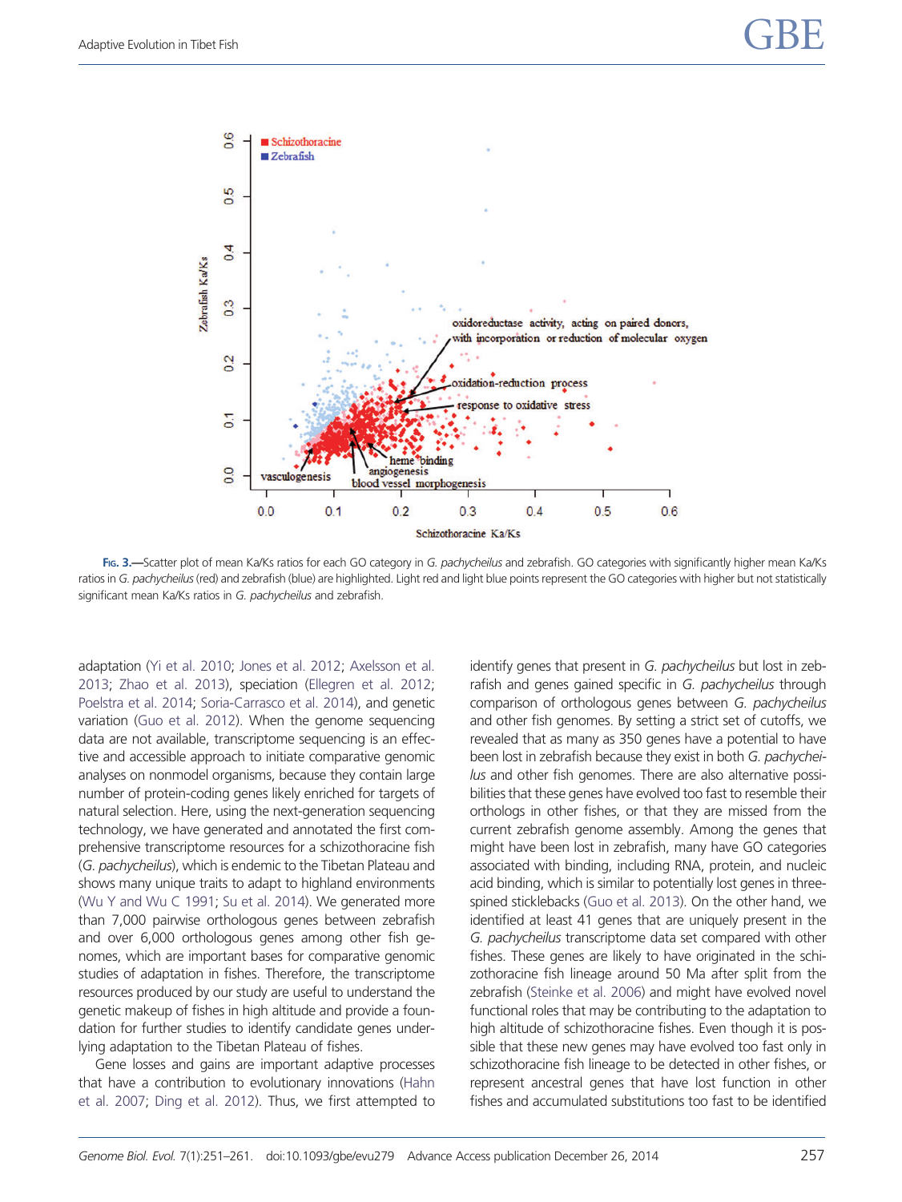Fig. 3.—Scatter plot of mean Ka/Ks ratios for each GO category in *G. pachycheilus* and zebrafish. GO categories with significantly higher mean Ka/Ks ratios in *G. pachycheilus* (red) and zebrafish (blue) are highlighted. Light red and light blue points represent the GO categories with higher but not statistically significant mean Ka/Ks ratios in *G. pachycheilus* and zebrafish.

adaptation (Yi et al. 2010; Jones et al. 2012; Axelsson et al. 2013; Zhao et al. 2013), speciation (Ellegren et al. 2012; Poelstra et al. 2014; Soria-Carrasco et al. 2014), and genetic variation (Guo et al. 2012). When the genome sequencing data are not available, transcriptome sequencing is an effective and accessible approach to initiate comparative genomic analyses on nonmodel organisms, because they contain large number of protein-coding genes likely enriched for targets of natural selection. Here, using the next-generation sequencing technology, we have generated and annotated the first comprehensive transcriptome resources for a schizothoracine fish (*G. pachycheilus*), which is endemic to the Tibetan Plateau and shows many unique traits to adapt to highland environments (Wu Y and Wu C 1991; Su et al. 2014). We generated more than 7,000 pairwise orthologous genes between zebrafish and over 6,000 orthologous genes among other fish genomes, which are important bases for comparative genomic studies of adaptation in fishes. Therefore, the transcriptome resources produced by our study are useful to understand the genetic makeup of fishes in high altitude and provide a foundation for further studies to identify candidate genes underlying adaptation to the Tibetan Plateau of fishes.

Gene losses and gains are important adaptive processes that have a contribution to evolutionary innovations (Hahn et al. 2007; Ding et al. 2012). Thus, we first attempted to identify genes that present in *G. pachycheilus* but lost in zebrafish and genes gained specific in *G. pachycheilus* through comparison of orthologous genes between *G. pachycheilus* and other fish genomes. By setting a strict set of cutoffs, we revealed that as many as 350 genes have a potential to have been lost in zebrafish because they exist in both *G. pachycheilus* and other fish genomes. There are also alternative possibilities that these genes have evolved too fast to resemble their orthologs in other fishes, or that they are missed from the current zebrafish genome assembly. Among the genes that might have been lost in zebrafish, many have GO categories associated with binding, including RNA, protein, and nucleic acid binding, which is similar to potentially lost genes in three-spined sticklebacks (Guo et al. 2013). On the other hand, we identified at least 41 genes that are uniquely present in the *G. pachycheilus* transcriptome data set compared with other fishes. These genes are likely to have originated in the schizothoracine fish lineage around 50 Ma after split from the zebrafish (Steinke et al. 2006) and might have evolved novel functional roles that may be contributing to the adaptation to high altitude of schizothoracine fishes. Even though it is possible that these new genes may have evolved too fast only in schizothoracine fish lineage to be detected in other fishes, or represent ancestral genes that have lost function in other fishes and accumulated substitutions too fast to be identified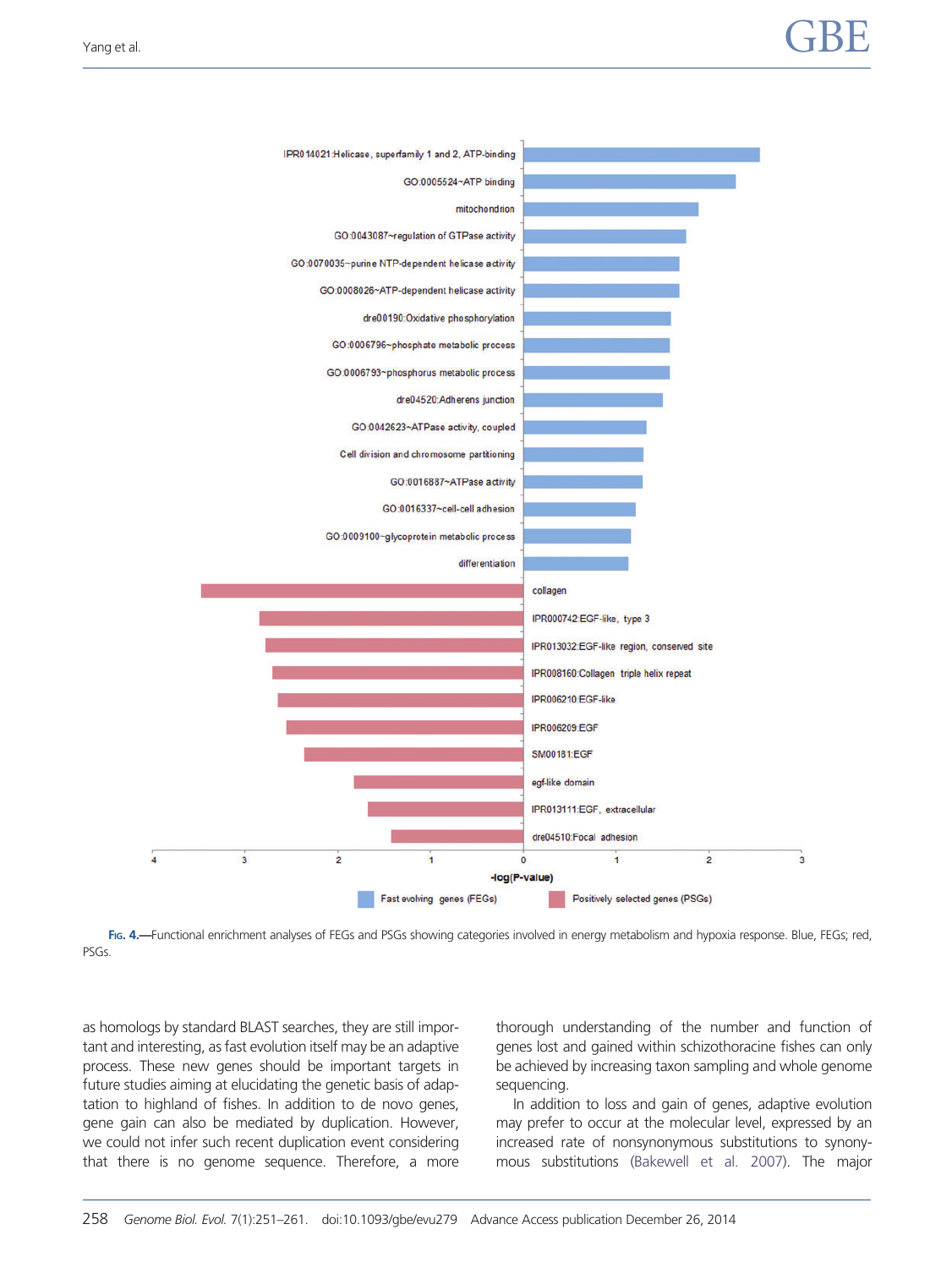FIG. 4.—Functional enrichment analyses of FEGs and PSGs showing categories involved in energy metabolism and hypoxia response. Blue, FEGs; red, PSGs.

as homologs by standard BLAST searches, they are still important and interesting, as fast evolution itself may be an adaptive process. These new genes should be important targets in future studies aiming at elucidating the genetic basis of adaptation to highland of fishes. In addition to de novo genes, gene gain can also be mediated by duplication. However, we could not infer such recent duplication event considering that there is no genome sequence. Therefore, a more thorough understanding of the number and function of genes lost and gained within schizothoracine fishes can only be achieved by increasing taxon sampling and whole genome sequencing.

In addition to loss and gain of genes, adaptive evolution may prefer to occur at the molecular level, expressed by an increased rate of nonsynonymous substitutions to synonymous substitutions (Bakewell et al. 2007). The major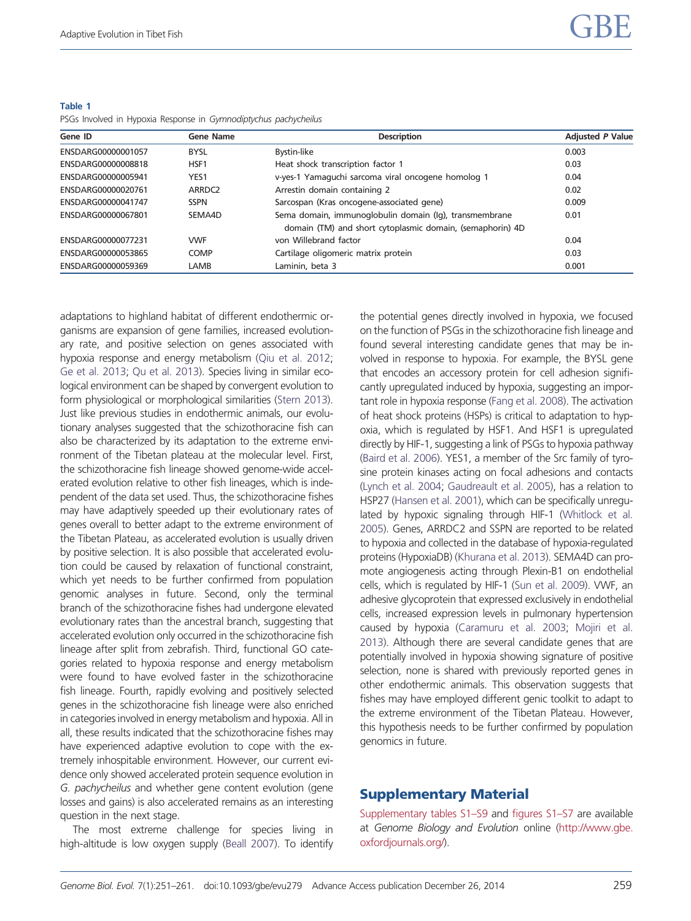**Table 1**
PSGs Involved in Hypoxia Response in *Gymnodiptychus pachycheilus*

| Gene ID | Gene Name | Description | Adjusted *P* Value |
|---|---|---|---|
| ENSDARG00000001057 | BYSL | Bystin-like | 0.003 |
| ENSDARG00000008818 | HSF1 | Heat shock transcription factor 1 | 0.03 |
| ENSDARG00000005941 | YES1 | v-yes-1 Yamaguchi sarcoma viral oncogene homolog 1 | 0.04 |
| ENSDARG00000020761 | ARRDC2 | Arrestin domain containing 2 | 0.02 |
| ENSDARG00000041747 | SSPN | Sarcospan (Kras oncogene-associated gene) | 0.009 |
| ENSDARG00000067801 | SEMA4D | Sema domain, immunoglobulin domain (Ig), transmembrane domain (TM) and short cytoplasmic domain, (semaphorin) 4D | 0.01 |
| ENSDARG00000077231 | VWF | von Willebrand factor | 0.04 |
| ENSDARG00000053865 | COMP | Cartilage oligomeric matrix protein | 0.03 |
| ENSDARG00000059369 | LAMB | Laminin, beta 3 | 0.001 |

adaptations to highland habitat of different endothermic organisms are expansion of gene families, increased evolutionary rate, and positive selection on genes associated with hypoxia response and energy metabolism (Qiu et al. 2012; Ge et al. 2013; Qu et al. 2013). Species living in similar ecological environment can be shaped by convergent evolution to form physiological or morphological similarities (Stern 2013). Just like previous studies in endothermic animals, our evolutionary analyses suggested that the schizothoracine fish can also be characterized by its adaptation to the extreme environment of the Tibetan plateau at the molecular level. First, the schizothoracine fish lineage showed genome-wide accelerated evolution relative to other fish lineages, which is independent of the data set used. Thus, the schizothoracine fishes may have adaptively speeded up their evolutionary rates of genes overall to better adapt to the extreme environment of the Tibetan Plateau, as accelerated evolution is usually driven by positive selection. It is also possible that accelerated evolution could be caused by relaxation of functional constraint, which yet needs to be further confirmed from population genomic analyses in future. Second, only the terminal branch of the schizothoracine fishes had undergone elevated evolutionary rates than the ancestral branch, suggesting that accelerated evolution only occurred in the schizothoracine fish lineage after split from zebrafish. Third, functional GO categories related to hypoxia response and energy metabolism were found to have evolved faster in the schizothoracine fish lineage. Fourth, rapidly evolving and positively selected genes in the schizothoracine fish lineage were also enriched in categories involved in energy metabolism and hypoxia. All in all, these results indicated that the schizothoracine fishes may have experienced adaptive evolution to cope with the extremely inhospitable environment. However, our current evidence only showed accelerated protein sequence evolution in *G. pachycheilus* and whether gene content evolution (gene losses and gains) is also accelerated remains as an interesting question in the next stage.

The most extreme challenge for species living in high-altitude is low oxygen supply (Beall 2007). To identify the potential genes directly involved in hypoxia, we focused on the function of PSGs in the schizothoracine fish lineage and found several interesting candidate genes that may be involved in response to hypoxia. For example, the BYSL gene that encodes an accessory protein for cell adhesion significantly upregulated induced by hypoxia, suggesting an important role in hypoxia response (Fang et al. 2008). The activation of heat shock proteins (HSPs) is critical to adaptation to hypoxia, which is regulated by HSF1. And HSF1 is upregulated directly by HIF-1, suggesting a link of PSGs to hypoxia pathway (Baird et al. 2006). YES1, a member of the Src family of tyrosine protein kinases acting on focal adhesions and contacts (Lynch et al. 2004; Gaudreault et al. 2005), has a relation to HSP27 (Hansen et al. 2001), which can be specifically unregulated by hypoxic signaling through HIF-1 (Whitlock et al. 2005). Genes, ARRDC2 and SSPN are reported to be related to hypoxia and collected in the database of hypoxia-regulated proteins (HypoxiaDB) (Khurana et al. 2013). SEMA4D can promote angiogenesis acting through Plexin-B1 on endothelial cells, which is regulated by HIF-1 (Sun et al. 2009). VWF, an adhesive glycoprotein that expressed exclusively in endothelial cells, increased expression levels in pulmonary hypertension caused by hypoxia (Caramuru et al. 2003; Mojiri et al. 2013). Although there are several candidate genes that are potentially involved in hypoxia showing signature of positive selection, none is shared with previously reported genes in other endothermic animals. This observation suggests that fishes may have employed different genic toolkit to adapt to the extreme environment of the Tibetan Plateau. However, this hypothesis needs to be further confirmed by population genomics in future.

## Supplementary Material

Supplementary tables S1–S9 and figures S1–S7 are available at *Genome Biology and Evolution* online (http://www.gbe.oxfordjournals.org/).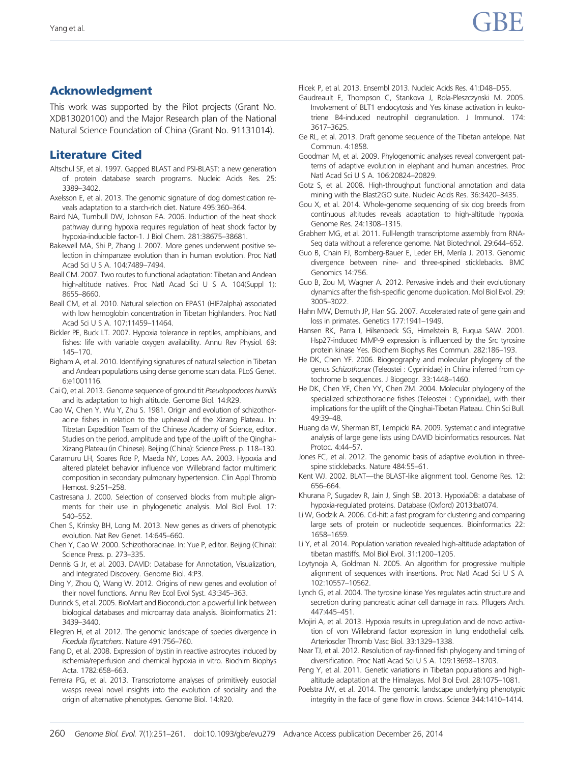## Acknowledgment

This work was supported by the Pilot projects (Grant No. XDB13020100) and the Major Research plan of the National Natural Science Foundation of China (Grant No. 91131014).

## Literature Cited

Altschul SF, et al. 1997. Gapped BLAST and PSI-BLAST: a new generation of protein database search programs. Nucleic Acids Res. 25: 3389–3402.

Axelsson E, et al. 2013. The genomic signature of dog domestication reveals adaptation to a starch-rich diet. Nature 495:360–364.

Baird NA, Turnbull DW, Johnson EA. 2006. Induction of the heat shock pathway during hypoxia requires regulation of heat shock factor by hypoxia-inducible factor-1. J Biol Chem. 281:38675–38681.

Bakewell MA, Shi P, Zhang J. 2007. More genes underwent positive selection in chimpanzee evolution than in human evolution. Proc Natl Acad Sci U S A. 104:7489–7494.

Beall CM. 2007. Two routes to functional adaptation: Tibetan and Andean high-altitude natives. Proc Natl Acad Sci U S A. 104(Suppl 1): 8655–8660.

Beall CM, et al. 2010. Natural selection on EPAS1 (HIF2alpha) associated with low hemoglobin concentration in Tibetan highlanders. Proc Natl Acad Sci U S A. 107:11459–11464.

Bickler PE, Buck LT. 2007. Hypoxia tolerance in reptiles, amphibians, and fishes: life with variable oxygen availability. Annu Rev Physiol. 69: 145–170.

Bigham A, et al. 2010. Identifying signatures of natural selection in Tibetan and Andean populations using dense genome scan data. PLoS Genet. 6:e1001116.

Cai Q, et al. 2013. Genome sequence of ground tit *Pseudopodoces humilis* and its adaptation to high altitude. Genome Biol. 14:R29.

Cao W, Chen Y, Wu Y, Zhu S. 1981. Origin and evolution of schizothoracine fishes in relation to the upheaval of the Xizang Plateau. In: Tibetan Expedition Team of the Chinese Academy of Science, editor. Studies on the period, amplitude and type of the uplift of the Qinghai-Xizang Plateau (in Chinese). Beijing (China): Science Press. p. 118–130.

Caramuru LH, Soares Rde P, Maeda NY, Lopes AA. 2003. Hypoxia and altered platelet behavior influence von Willebrand factor multimeric composition in secondary pulmonary hypertension. Clin Appl Thromb Hemost. 9:251–258.

Castresana J. 2000. Selection of conserved blocks from multiple alignments for their use in phylogenetic analysis. Mol Biol Evol. 17: 540–552.

Chen S, Krinsky BH, Long M. 2013. New genes as drivers of phenotypic evolution. Nat Rev Genet. 14:645–660.

Chen Y, Cao W. 2000. Schizothoracinae. In: Yue P, editor. Beijing (China): Science Press. p. 273–335.

Dennis G Jr, et al. 2003. DAVID: Database for Annotation, Visualization, and Integrated Discovery. Genome Biol. 4:P3.

Ding Y, Zhou Q, Wang W. 2012. Origins of new genes and evolution of their novel functions. Annu Rev Ecol Evol Syst. 43:345–363.

Durinck S, et al. 2005. BioMart and Bioconductor: a powerful link between biological databases and microarray data analysis. Bioinformatics 21: 3439–3440.

Ellegren H, et al. 2012. The genomic landscape of species divergence in *Ficedula flycatchers*. Nature 491:756–760.

Fang D, et al. 2008. Expression of bystin in reactive astrocytes induced by ischemia/reperfusion and chemical hypoxia in vitro. Biochim Biophys Acta. 1782:658–663.

Ferreira PG, et al. 2013. Transcriptome analyses of primitively eusocial wasps reveal novel insights into the evolution of sociality and the origin of alternative phenotypes. Genome Biol. 14:R20.

Flicek P, et al. 2013. Ensembl 2013. Nucleic Acids Res. 41:D48–D55.

Gaudreault E, Thompson C, Stankova J, Rola-Pleszczynski M. 2005. Involvement of BLT1 endocytosis and Yes kinase activation in leukotriene B4-induced neutrophil degranulation. J Immunol. 174: 3617–3625.

Ge RL, et al. 2013. Draft genome sequence of the Tibetan antelope. Nat Commun. 4:1858.

Goodman M, et al. 2009. Phylogenomic analyses reveal convergent patterns of adaptive evolution in elephant and human ancestries. Proc Natl Acad Sci U S A. 106:20824–20829.

Gotz S, et al. 2008. High-throughput functional annotation and data mining with the Blast2GO suite. Nucleic Acids Res. 36:3420–3435.

Gou X, et al. 2014. Whole-genome sequencing of six dog breeds from continuous altitudes reveals adaptation to high-altitude hypoxia. Genome Res. 24:1308–1315.

Grabherr MG, et al. 2011. Full-length transcriptome assembly from RNA-Seq data without a reference genome. Nat Biotechnol. 29:644–652.

Guo B, Chain FJ, Bornberg-Bauer E, Leder EH, Merila J. 2013. Genomic divergence between nine- and three-spined sticklebacks. BMC Genomics 14:756.

Guo B, Zou M, Wagner A. 2012. Pervasive indels and their evolutionary dynamics after the fish-specific genome duplication. Mol Biol Evol. 29: 3005–3022.

Hahn MW, Demuth JP, Han SG. 2007. Accelerated rate of gene gain and loss in primates. Genetics 177:1941–1949.

Hansen RK, Parra I, Hilsenbeck SG, Himelstein B, Fuqua SAW. 2001. Hsp27-induced MMP-9 expression is influenced by the Src tyrosine protein kinase Yes. Biochem Biophys Res Commun. 282:186–193.

He DK, Chen YF. 2006. Biogeography and molecular phylogeny of the genus *Schizothorax* (Teleostei : Cyprinidae) in China inferred from cytochrome b sequences. J Biogeogr. 33:1448–1460.

He DK, Chen YF, Chen YY, Chen ZM. 2004. Molecular phylogeny of the specialized schizothoracine fishes (Teleostei : Cyprinidae), with their implications for the uplift of the Qinghai-Tibetan Plateau. Chin Sci Bull. 49:39–48.

Huang da W, Sherman BT, Lempicki RA. 2009. Systematic and integrative analysis of large gene lists using DAVID bioinformatics resources. Nat Protoc. 4:44–57.

Jones FC, et al. 2012. The genomic basis of adaptive evolution in threespine sticklebacks. Nature 484:55–61.

Kent WJ. 2002. BLAT—the BLAST-like alignment tool. Genome Res. 12: 656–664.

Khurana P, Sugadev R, Jain J, Singh SB. 2013. HypoxiaDB: a database of hypoxia-regulated proteins. Database (Oxford) 2013:bat074.

Li W, Godzik A. 2006. Cd-hit: a fast program for clustering and comparing large sets of protein or nucleotide sequences. Bioinformatics 22: 1658–1659.

Li Y, et al. 2014. Population variation revealed high-altitude adaptation of tibetan mastiffs. Mol Biol Evol. 31:1200–1205.

Loytynoja A, Goldman N. 2005. An algorithm for progressive multiple alignment of sequences with insertions. Proc Natl Acad Sci U S A. 102:10557–10562.

Lynch G, et al. 2004. The tyrosine kinase Yes regulates actin structure and secretion during pancreatic acinar cell damage in rats. Pflugers Arch. 447:445–451.

Mojiri A, et al. 2013. Hypoxia results in upregulation and de novo activation of von Willebrand factor expression in lung endothelial cells. Arterioscler Thromb Vasc Biol. 33:1329–1338.

Near TJ, et al. 2012. Resolution of ray-finned fish phylogeny and timing of diversification. Proc Natl Acad Sci U S A. 109:13698–13703.

Peng Y, et al. 2011. Genetic variations in Tibetan populations and high-altitude adaptation at the Himalayas. Mol Biol Evol. 28:1075–1081.

Poelstra JW, et al. 2014. The genomic landscape underlying phenotypic integrity in the face of gene flow in crows. Science 344:1410–1414.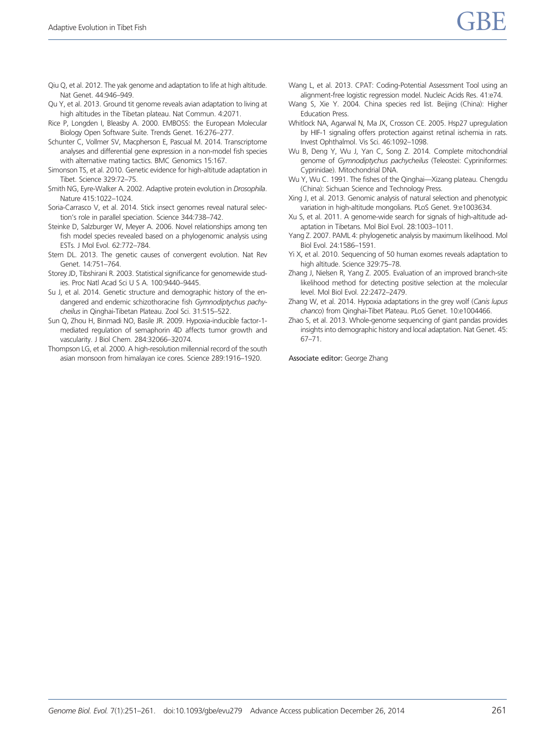Qiu Q, et al. 2012. The yak genome and adaptation to life at high altitude. Nat Genet. 44:946–949.

Qu Y, et al. 2013. Ground tit genome reveals avian adaptation to living at high altitudes in the Tibetan plateau. Nat Commun. 4:2071.

Rice P, Longden I, Bleasby A. 2000. EMBOSS: the European Molecular Biology Open Software Suite. Trends Genet. 16:276–277.

Schunter C, Vollmer SV, Macpherson E, Pascual M. 2014. Transcriptome analyses and differential gene expression in a non-model fish species with alternative mating tactics. BMC Genomics 15:167.

Simonson TS, et al. 2010. Genetic evidence for high-altitude adaptation in Tibet. Science 329:72–75.

Smith NG, Eyre-Walker A. 2002. Adaptive protein evolution in *Drosophila*. Nature 415:1022–1024.

Soria-Carrasco V, et al. 2014. Stick insect genomes reveal natural selection's role in parallel speciation. Science 344:738–742.

Steinke D, Salzburger W, Meyer A. 2006. Novel relationships among ten fish model species revealed based on a phylogenomic analysis using ESTs. J Mol Evol. 62:772–784.

Stern DL. 2013. The genetic causes of convergent evolution. Nat Rev Genet. 14:751–764.

Storey JD, Tibshirani R. 2003. Statistical significance for genomewide studies. Proc Natl Acad Sci U S A. 100:9440–9445.

Su J, et al. 2014. Genetic structure and demographic history of the endangered and endemic schizothoracine fish *Gymnodiptychus pachycheilus* in Qinghai-Tibetan Plateau. Zool Sci. 31:515–522.

Sun Q, Zhou H, Binmadi NO, Basile JR. 2009. Hypoxia-inducible factor-1-mediated regulation of semaphorin 4D affects tumor growth and vascularity. J Biol Chem. 284:32066–32074.

Thompson LG, et al. 2000. A high-resolution millennial record of the south asian monsoon from himalayan ice cores. Science 289:1916–1920.

Wang L, et al. 2013. CPAT: Coding-Potential Assessment Tool using an alignment-free logistic regression model. Nucleic Acids Res. 41:e74.

Wang S, Xie Y. 2004. China species red list. Beijing (China): Higher Education Press.

Whitlock NA, Agarwal N, Ma JX, Crosson CE. 2005. Hsp27 upregulation by HIF-1 signaling offers protection against retinal ischemia in rats. Invest Ophthalmol. Vis Sci. 46:1092–1098.

Wu B, Deng Y, Wu J, Yan C, Song Z. 2014. Complete mitochondrial genome of *Gymnodiptychus pachycheilus* (Teleostei: Cypriniformes: Cyprinidae). Mitochondrial DNA.

Wu Y, Wu C. 1991. The fishes of the Qinghai—Xizang plateau. Chengdu (China): Sichuan Science and Technology Press.

Xing J, et al. 2013. Genomic analysis of natural selection and phenotypic variation in high-altitude mongolians. PLoS Genet. 9:e1003634.

Xu S, et al. 2011. A genome-wide search for signals of high-altitude adaptation in Tibetans. Mol Biol Evol. 28:1003–1011.

Yang Z. 2007. PAML 4: phylogenetic analysis by maximum likelihood. Mol Biol Evol. 24:1586–1591.

Yi X, et al. 2010. Sequencing of 50 human exomes reveals adaptation to high altitude. Science 329:75–78.

Zhang J, Nielsen R, Yang Z. 2005. Evaluation of an improved branch-site likelihood method for detecting positive selection at the molecular level. Mol Biol Evol. 22:2472–2479.

Zhang W, et al. 2014. Hypoxia adaptations in the grey wolf (*Canis lupus chanco*) from Qinghai-Tibet Plateau. PLoS Genet. 10:e1004466.

Zhao S, et al. 2013. Whole-genome sequencing of giant pandas provides insights into demographic history and local adaptation. Nat Genet. 45: 67–71.

**Associate editor:** George Zhang